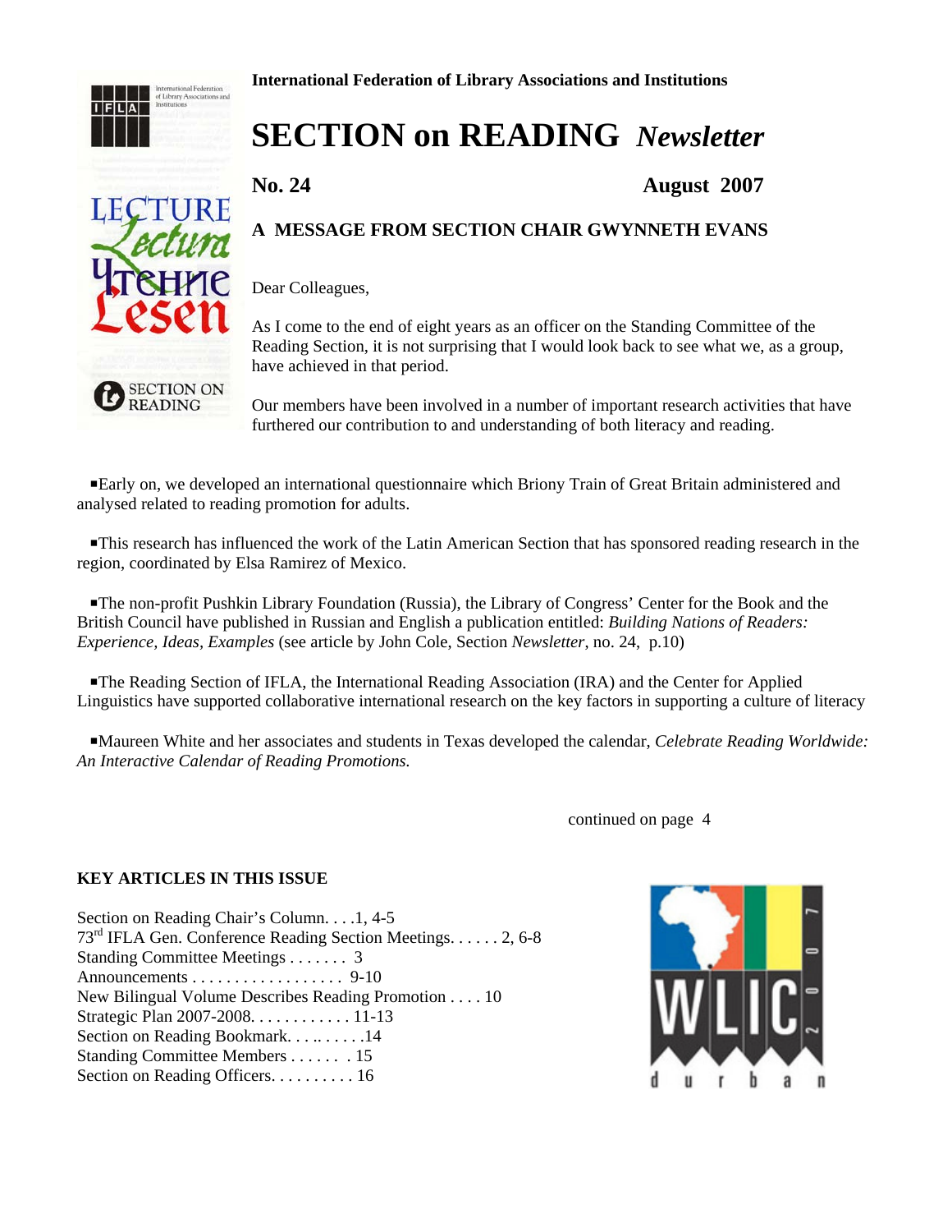**International Federation of Library Associations and Institutions**

# SECTION on READING *Newsletter*

**No. 24** **August 2007**

## A MESSAGE FROM SECTION CHAIR GWYNNETH EVANS

Dear Colleagues,

As I come to the end of eight years as an officer on the Standing Committee of the Reading Section, it is not surprising that I would look back to see what we, as a group, have achieved in that period.

Our members have been involved in a number of important research activities that have furthered our contribution to and understanding of both literacy and reading.

- Early on, we developed an international questionnaire which Briony Train of Great Britain administered and analysed related to reading promotion for adults.

- This research has influenced the work of the Latin American Section that has sponsored reading research in the region, coordinated by Elsa Ramirez of Mexico.

- The non-profit Pushkin Library Foundation (Russia), the Library of Congress' Center for the Book and the British Council have published in Russian and English a publication entitled: *Building Nations of Readers: Experience, Ideas, Examples* (see article by John Cole, Section *Newsletter*, no. 24, p.10)

- The Reading Section of IFLA, the International Reading Association (IRA) and the Center for Applied Linguistics have supported collaborative international research on the key factors in supporting a culture of literacy

- Maureen White and her associates and students in Texas developed the calendar, *Celebrate Reading Worldwide: An Interactive Calendar of Reading Promotions.*

continued on page 4

**KEY ARTICLES IN THIS ISSUE**

Section on Reading Chair's Column. . . .1, 4-5
73rd IFLA Gen. Conference Reading Section Meetings. . . . . . 2, 6-8
Standing Committee Meetings . . . . . . . 3
Announcements . . . . . . . . . . . . . . . . . . 9-10
New Bilingual Volume Describes Reading Promotion . . . . 10
Strategic Plan 2007-2008. . . . . . . . . . . . 11-13
Section on Reading Bookmark. . . .. . . . . .14
Standing Committee Members . . . . . . . 15
Section on Reading Officers. . . . . . . . . . 16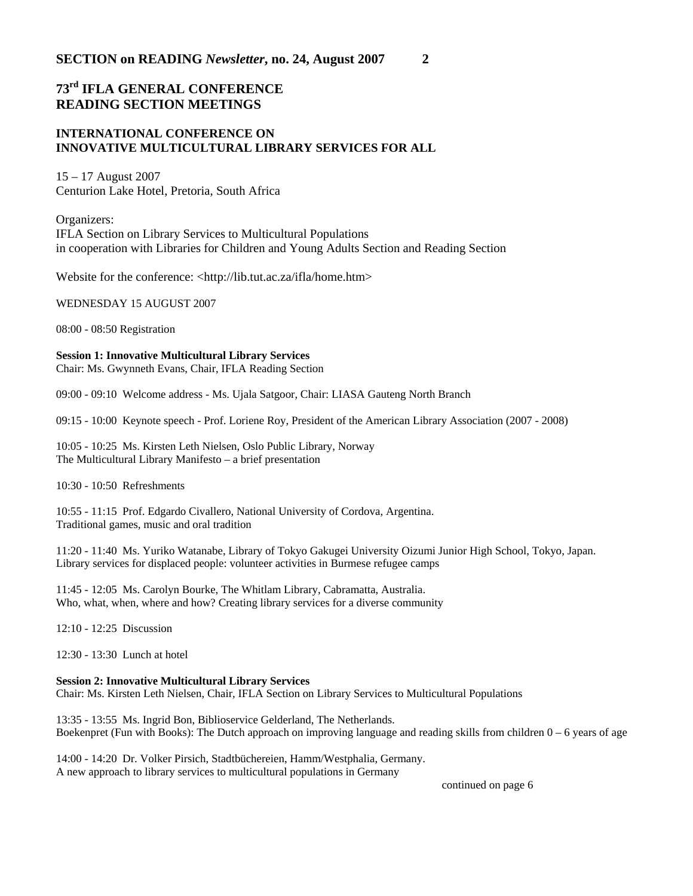# 73rd IFLA GENERAL CONFERENCE
# READING SECTION MEETINGS

## INTERNATIONAL CONFERENCE ON INNOVATIVE MULTICULTURAL LIBRARY SERVICES FOR ALL

15 – 17 August 2007
Centurion Lake Hotel, Pretoria, South Africa

Organizers:
IFLA Section on Library Services to Multicultural Populations
in cooperation with Libraries for Children and Young Adults Section and Reading Section

Website for the conference: <http://lib.tut.ac.za/ifla/home.htm>

WEDNESDAY 15 AUGUST 2007

08:00 - 08:50 Registration

**Session 1: Innovative Multicultural Library Services**
Chair: Ms. Gwynneth Evans, Chair, IFLA Reading Section

09:00 - 09:10 Welcome address - Ms. Ujala Satgoor, Chair: LIASA Gauteng North Branch

09:15 - 10:00 Keynote speech - Prof. Loriene Roy, President of the American Library Association (2007 - 2008)

10:05 - 10:25 Ms. Kirsten Leth Nielsen, Oslo Public Library, Norway
The Multicultural Library Manifesto – a brief presentation

10:30 - 10:50 Refreshments

10:55 - 11:15 Prof. Edgardo Civallero, National University of Cordova, Argentina.
Traditional games, music and oral tradition

11:20 - 11:40 Ms. Yuriko Watanabe, Library of Tokyo Gakugei University Oizumi Junior High School, Tokyo, Japan.
Library services for displaced people: volunteer activities in Burmese refugee camps

11:45 - 12:05 Ms. Carolyn Bourke, The Whitlam Library, Cabramatta, Australia.
Who, what, when, where and how? Creating library services for a diverse community

12:10 - 12:25 Discussion

12:30 - 13:30 Lunch at hotel

**Session 2: Innovative Multicultural Library Services**
Chair: Ms. Kirsten Leth Nielsen, Chair, IFLA Section on Library Services to Multicultural Populations

13:35 - 13:55 Ms. Ingrid Bon, Biblioservice Gelderland, The Netherlands.
Boekenpret (Fun with Books): The Dutch approach on improving language and reading skills from children 0 – 6 years of age

14:00 - 14:20 Dr. Volker Pirsich, Stadtbüchereien, Hamm/Westphalia, Germany.
A new approach to library services to multicultural populations in Germany

continued on page 6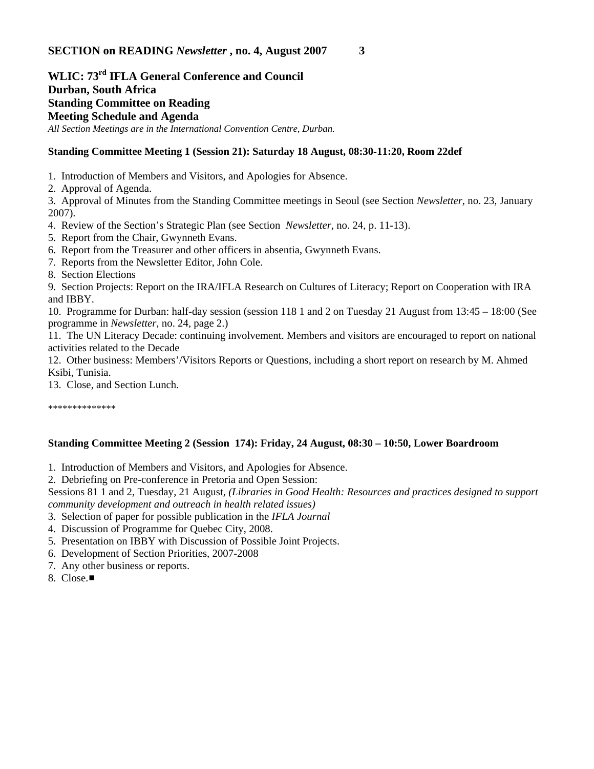## WLIC: 73rd IFLA General Conference and Council
## Durban, South Africa
## Standing Committee on Reading
## Meeting Schedule and Agenda

*All Section Meetings are in the International Convention Centre, Durban.*

**Standing Committee Meeting 1 (Session 21): Saturday 18 August, 08:30-11:20, Room 22def**

1. Introduction of Members and Visitors, and Apologies for Absence.
2. Approval of Agenda.
3. Approval of Minutes from the Standing Committee meetings in Seoul (see Section *Newsletter*, no. 23, January 2007).
4. Review of the Section's Strategic Plan (see Section *Newsletter*, no. 24, p. 11-13).
5. Report from the Chair, Gwynneth Evans.
6. Report from the Treasurer and other officers in absentia, Gwynneth Evans.
7. Reports from the Newsletter Editor, John Cole.
8. Section Elections
9. Section Projects: Report on the IRA/IFLA Research on Cultures of Literacy; Report on Cooperation with IRA and IBBY.
10. Programme for Durban: half-day session (session 118 1 and 2 on Tuesday 21 August from 13:45 – 18:00 (See programme in *Newsletter*, no. 24, page 2.)
11. The UN Literacy Decade: continuing involvement. Members and visitors are encouraged to report on national activities related to the Decade
12. Other business: Members'/Visitors Reports or Questions, including a short report on research by M. Ahmed Ksibi, Tunisia.
13. Close, and Section Lunch.

**************

**Standing Committee Meeting 2 (Session 174): Friday, 24 August, 08:30 – 10:50, Lower Boardroom**

1. Introduction of Members and Visitors, and Apologies for Absence.
2. Debriefing on Pre-conference in Pretoria and Open Session:
   Sessions 81 1 and 2, Tuesday, 21 August, *(Libraries in Good Health: Resources and practices designed to support community development and outreach in health related issues)*
3. Selection of paper for possible publication in the *IFLA Journal*
4. Discussion of Programme for Quebec City, 2008.
5. Presentation on IBBY with Discussion of Possible Joint Projects.
6. Development of Section Priorities, 2007-2008
7. Any other business or reports.
8. Close.■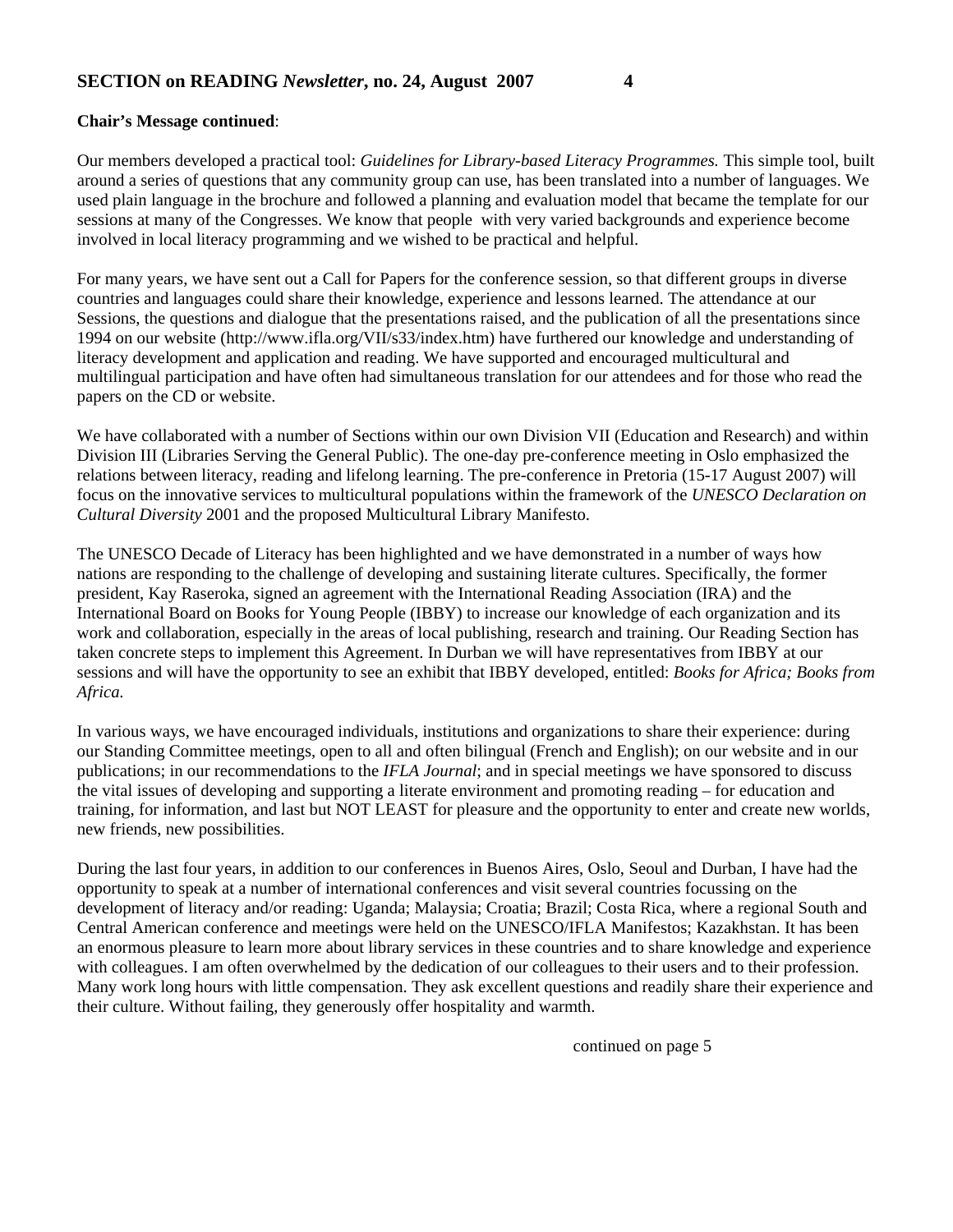**Chair's Message continued**:

Our members developed a practical tool: *Guidelines for Library-based Literacy Programmes.* This simple tool, built around a series of questions that any community group can use, has been translated into a number of languages. We used plain language in the brochure and followed a planning and evaluation model that became the template for our sessions at many of the Congresses. We know that people with very varied backgrounds and experience become involved in local literacy programming and we wished to be practical and helpful.

For many years, we have sent out a Call for Papers for the conference session, so that different groups in diverse countries and languages could share their knowledge, experience and lessons learned. The attendance at our Sessions, the questions and dialogue that the presentations raised, and the publication of all the presentations since 1994 on our website (http://www.ifla.org/VII/s33/index.htm) have furthered our knowledge and understanding of literacy development and application and reading. We have supported and encouraged multicultural and multilingual participation and have often had simultaneous translation for our attendees and for those who read the papers on the CD or website.

We have collaborated with a number of Sections within our own Division VII (Education and Research) and within Division III (Libraries Serving the General Public). The one-day pre-conference meeting in Oslo emphasized the relations between literacy, reading and lifelong learning. The pre-conference in Pretoria (15-17 August 2007) will focus on the innovative services to multicultural populations within the framework of the *UNESCO Declaration on Cultural Diversity* 2001 and the proposed Multicultural Library Manifesto.

The UNESCO Decade of Literacy has been highlighted and we have demonstrated in a number of ways how nations are responding to the challenge of developing and sustaining literate cultures. Specifically, the former president, Kay Raseroka, signed an agreement with the International Reading Association (IRA) and the International Board on Books for Young People (IBBY) to increase our knowledge of each organization and its work and collaboration, especially in the areas of local publishing, research and training. Our Reading Section has taken concrete steps to implement this Agreement. In Durban we will have representatives from IBBY at our sessions and will have the opportunity to see an exhibit that IBBY developed, entitled: *Books for Africa; Books from Africa.*

In various ways, we have encouraged individuals, institutions and organizations to share their experience: during our Standing Committee meetings, open to all and often bilingual (French and English); on our website and in our publications; in our recommendations to the *IFLA Journal*; and in special meetings we have sponsored to discuss the vital issues of developing and supporting a literate environment and promoting reading – for education and training, for information, and last but NOT LEAST for pleasure and the opportunity to enter and create new worlds, new friends, new possibilities.

During the last four years, in addition to our conferences in Buenos Aires, Oslo, Seoul and Durban, I have had the opportunity to speak at a number of international conferences and visit several countries focussing on the development of literacy and/or reading: Uganda; Malaysia; Croatia; Brazil; Costa Rica, where a regional South and Central American conference and meetings were held on the UNESCO/IFLA Manifestos; Kazakhstan. It has been an enormous pleasure to learn more about library services in these countries and to share knowledge and experience with colleagues. I am often overwhelmed by the dedication of our colleagues to their users and to their profession. Many work long hours with little compensation. They ask excellent questions and readily share their experience and their culture. Without failing, they generously offer hospitality and warmth.

continued on page 5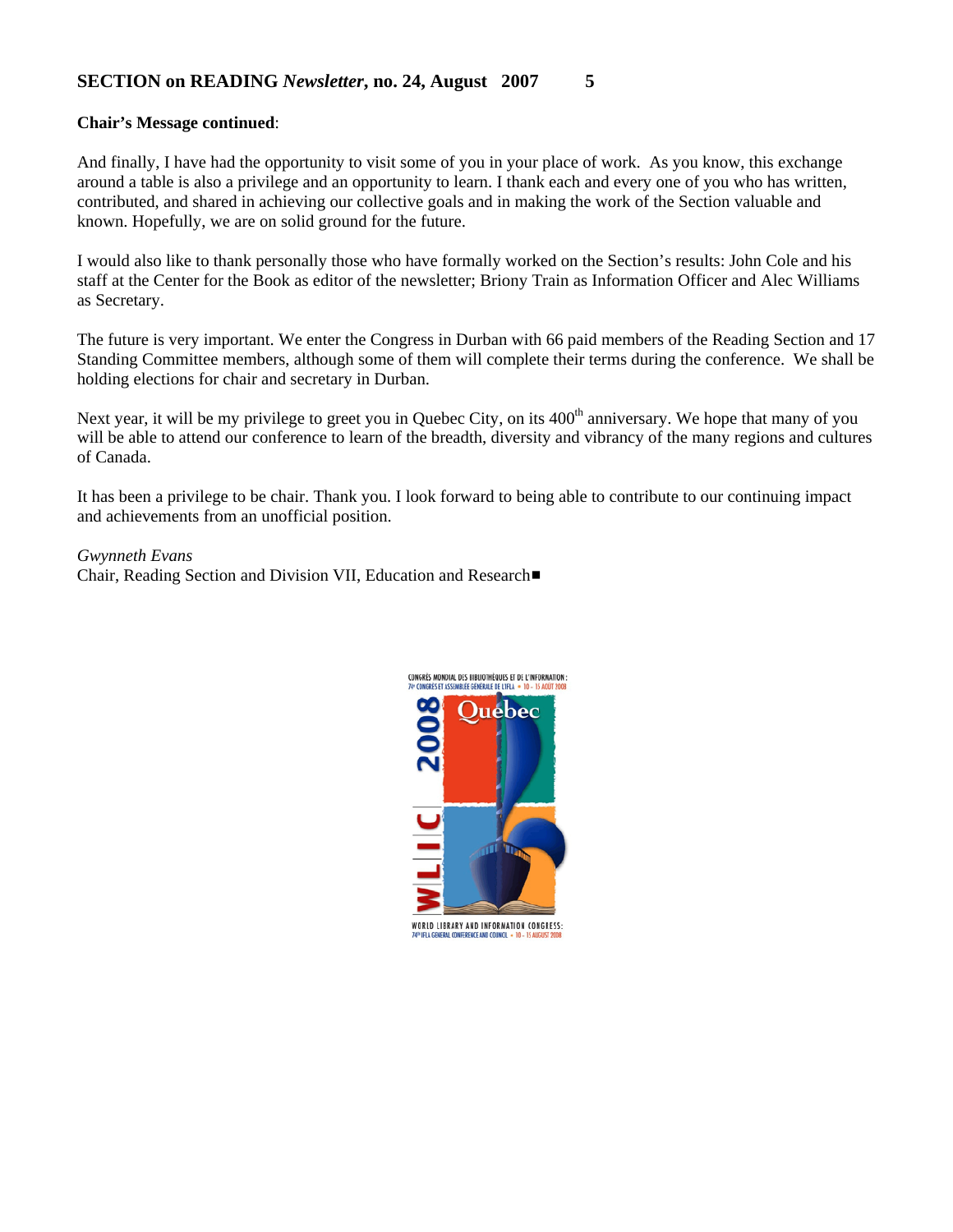**Chair's Message continued**:

And finally, I have had the opportunity to visit some of you in your place of work. As you know, this exchange around a table is also a privilege and an opportunity to learn. I thank each and every one of you who has written, contributed, and shared in achieving our collective goals and in making the work of the Section valuable and known. Hopefully, we are on solid ground for the future.

I would also like to thank personally those who have formally worked on the Section's results: John Cole and his staff at the Center for the Book as editor of the newsletter; Briony Train as Information Officer and Alec Williams as Secretary.

The future is very important. We enter the Congress in Durban with 66 paid members of the Reading Section and 17 Standing Committee members, although some of them will complete their terms during the conference. We shall be holding elections for chair and secretary in Durban.

Next year, it will be my privilege to greet you in Quebec City, on its 400th anniversary. We hope that many of you will be able to attend our conference to learn of the breadth, diversity and vibrancy of the many regions and cultures of Canada.

It has been a privilege to be chair. Thank you. I look forward to being able to contribute to our continuing impact and achievements from an unofficial position.

*Gwynneth Evans*
Chair, Reading Section and Division VII, Education and Research■

CONGRÈS MONDIAL DES BIBLIOTHÈQUES ET DE L'INFORMATION : 74e CONGRÈS ET ASSEMBLÉE GÉNÉRALE DE L'IFLA • 10 – 15 AOÛT 2008

Québec

2008

WLIC

WORLD LIBRARY AND INFORMATION CONGRESS: 74th IFLA GENERAL CONFERENCE AND COUNCIL • 10 – 15 AUGUST 2008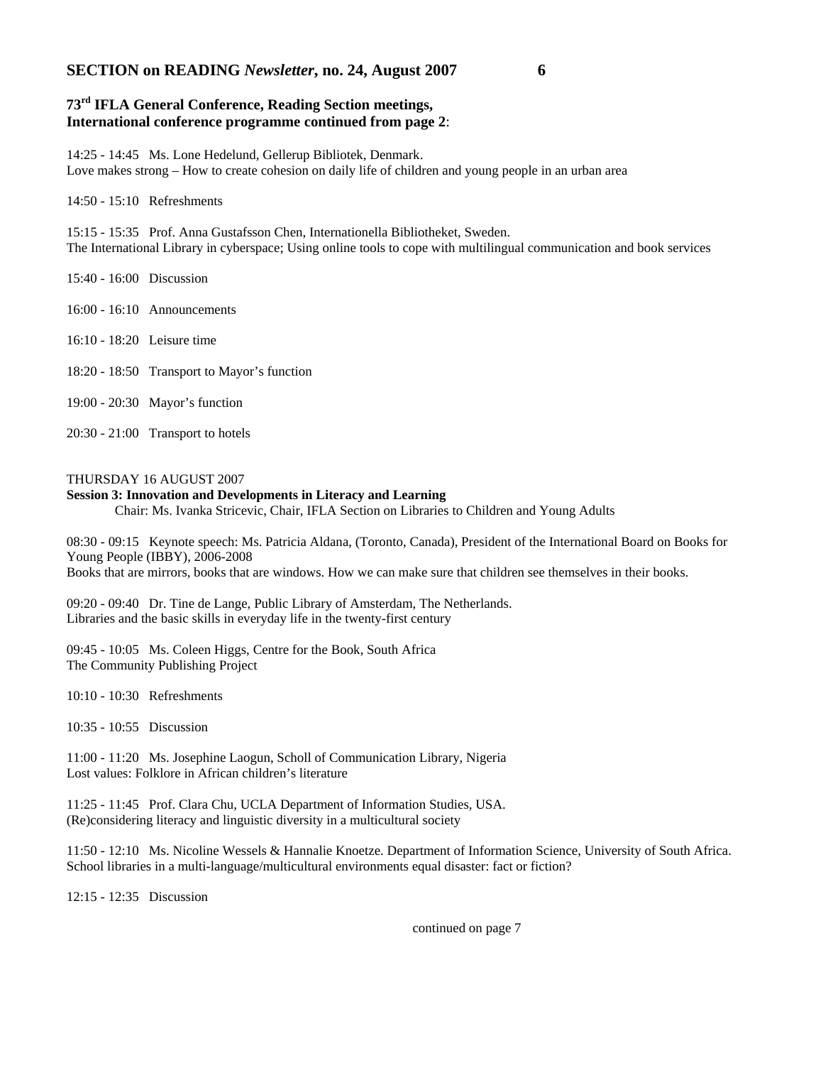## 73rd IFLA General Conference, Reading Section meetings, International conference programme continued from page 2:

14:25 - 14:45 Ms. Lone Hedelund, Gellerup Bibliotek, Denmark.
Love makes strong – How to create cohesion on daily life of children and young people in an urban area

14:50 - 15:10 Refreshments

15:15 - 15:35 Prof. Anna Gustafsson Chen, Internationella Bibliotheket, Sweden.
The International Library in cyberspace; Using online tools to cope with multilingual communication and book services

15:40 - 16:00 Discussion

16:00 - 16:10 Announcements

16:10 - 18:20 Leisure time

18:20 - 18:50 Transport to Mayor's function

19:00 - 20:30 Mayor's function

20:30 - 21:00 Transport to hotels

THURSDAY 16 AUGUST 2007

**Session 3: Innovation and Developments in Literacy and Learning**

Chair: Ms. Ivanka Stricevic, Chair, IFLA Section on Libraries to Children and Young Adults

08:30 - 09:15 Keynote speech: Ms. Patricia Aldana, (Toronto, Canada), President of the International Board on Books for Young People (IBBY), 2006-2008
Books that are mirrors, books that are windows. How we can make sure that children see themselves in their books.

09:20 - 09:40 Dr. Tine de Lange, Public Library of Amsterdam, The Netherlands.
Libraries and the basic skills in everyday life in the twenty-first century

09:45 - 10:05 Ms. Coleen Higgs, Centre for the Book, South Africa
The Community Publishing Project

10:10 - 10:30 Refreshments

10:35 - 10:55 Discussion

11:00 - 11:20 Ms. Josephine Laogun, Scholl of Communication Library, Nigeria
Lost values: Folklore in African children's literature

11:25 - 11:45 Prof. Clara Chu, UCLA Department of Information Studies, USA.
(Re)considering literacy and linguistic diversity in a multicultural society

11:50 - 12:10 Ms. Nicoline Wessels & Hannalie Knoetze. Department of Information Science, University of South Africa.
School libraries in a multi-language/multicultural environments equal disaster: fact or fiction?

12:15 - 12:35 Discussion

continued on page 7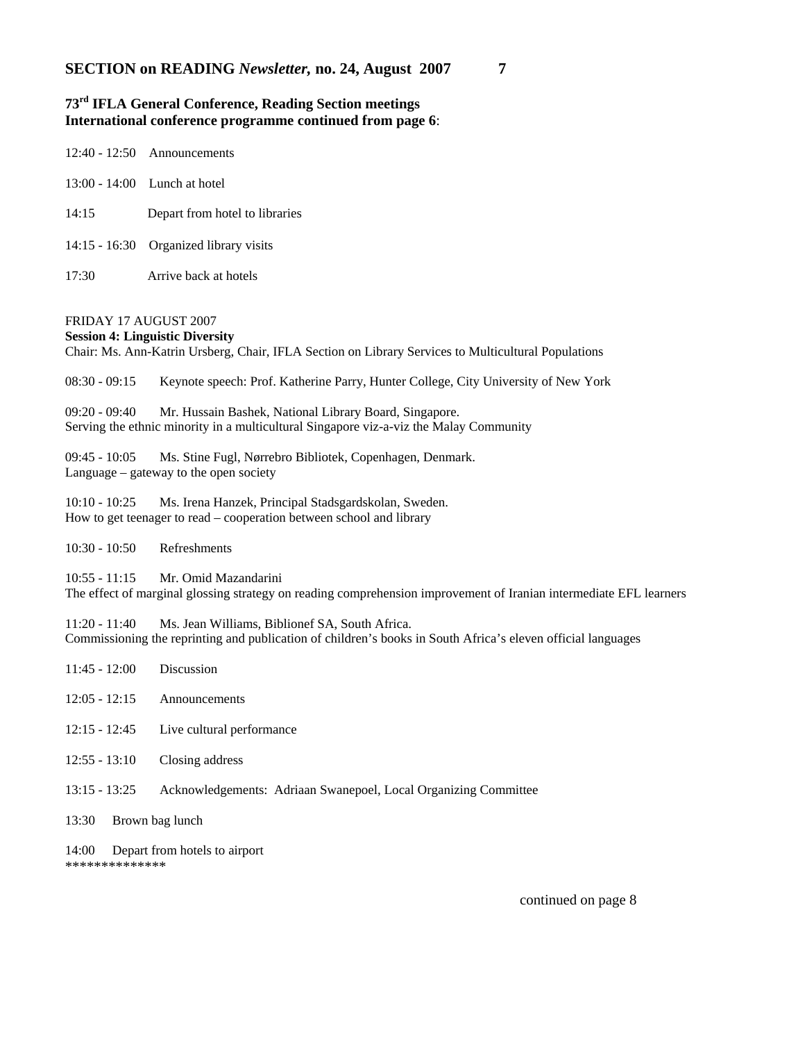## 73rd IFLA General Conference, Reading Section meetings

**International conference programme continued from page 6**:

12:40 - 12:50 Announcements

13:00 - 14:00 Lunch at hotel

14:15 Depart from hotel to libraries

14:15 - 16:30 Organized library visits

17:30 Arrive back at hotels

FRIDAY 17 AUGUST 2007

**Session 4: Linguistic Diversity**

Chair: Ms. Ann-Katrin Ursberg, Chair, IFLA Section on Library Services to Multicultural Populations

08:30 - 09:15 Keynote speech: Prof. Katherine Parry, Hunter College, City University of New York

09:20 - 09:40 Mr. Hussain Bashek, National Library Board, Singapore.
Serving the ethnic minority in a multicultural Singapore viz-a-viz the Malay Community

09:45 - 10:05 Ms. Stine Fugl, Nørrebro Bibliotek, Copenhagen, Denmark.
Language – gateway to the open society

10:10 - 10:25 Ms. Irena Hanzek, Principal Stadsgardskolan, Sweden.
How to get teenager to read – cooperation between school and library

10:30 - 10:50 Refreshments

10:55 - 11:15 Mr. Omid Mazandarini
The effect of marginal glossing strategy on reading comprehension improvement of Iranian intermediate EFL learners

11:20 - 11:40 Ms. Jean Williams, Biblionef SA, South Africa.
Commissioning the reprinting and publication of children's books in South Africa's eleven official languages

11:45 - 12:00 Discussion

12:05 - 12:15 Announcements

12:15 - 12:45 Live cultural performance

12:55 - 13:10 Closing address

13:15 - 13:25 Acknowledgements: Adriaan Swanepoel, Local Organizing Committee

13:30 Brown bag lunch

14:00 Depart from hotels to airport

**************

continued on page 8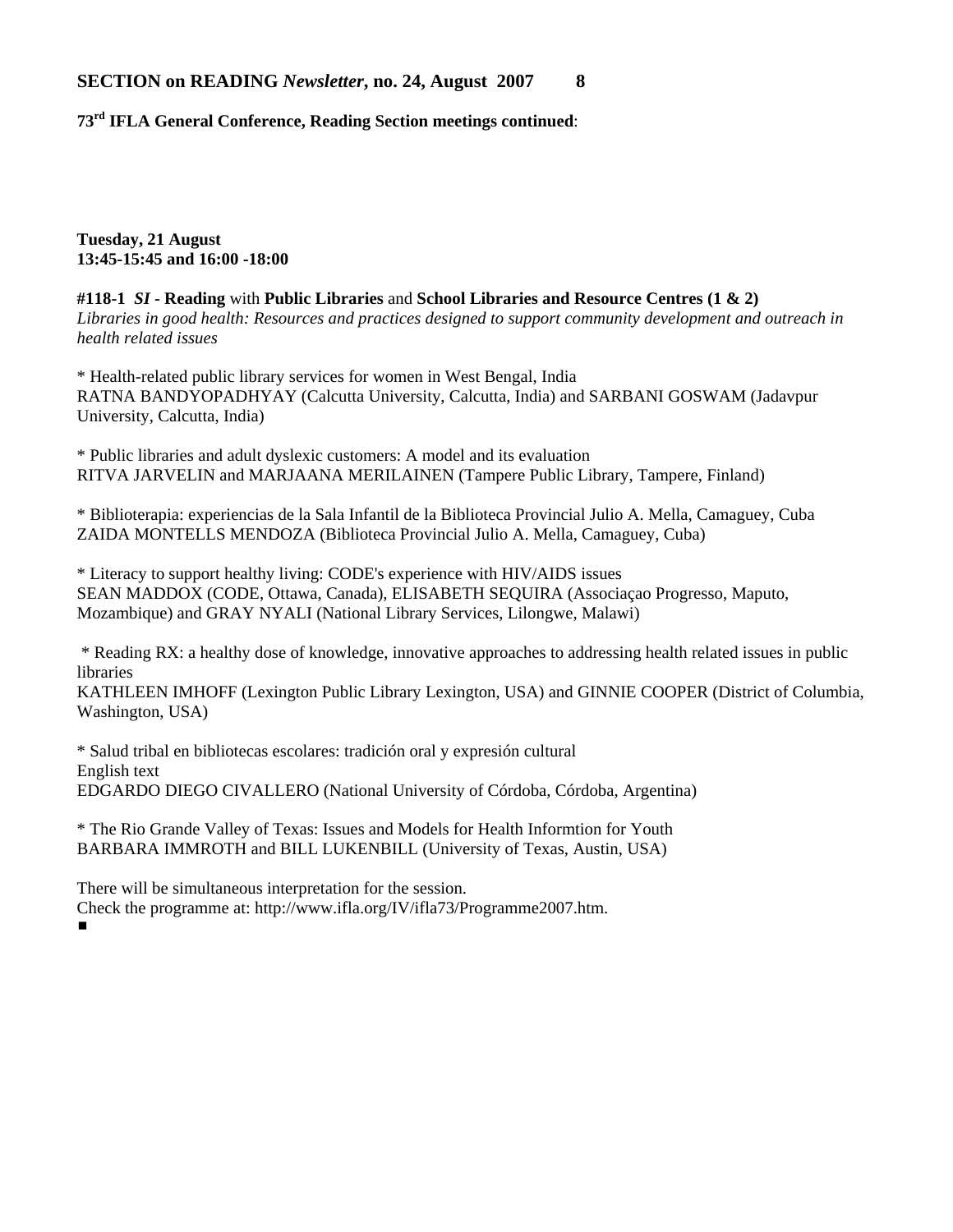**73rd IFLA General Conference, Reading Section meetings continued**:

**Tuesday, 21 August**
**13:45-15:45 and 16:00 -18:00**

**#118-1** ***SI*** **- Reading** with **Public Libraries** and **School Libraries and Resource Centres (1 & 2)**
*Libraries in good health: Resources and practices designed to support community development and outreach in health related issues*

* Health-related public library services for women in West Bengal, India
RATNA BANDYOPADHYAY (Calcutta University, Calcutta, India) and SARBANI GOSWAM (Jadavpur University, Calcutta, India)

* Public libraries and adult dyslexic customers: A model and its evaluation
RITVA JARVELIN and MARJAANA MERILAINEN (Tampere Public Library, Tampere, Finland)

* Biblioterapia: experiencias de la Sala Infantil de la Biblioteca Provincial Julio A. Mella, Camaguey, Cuba
ZAIDA MONTELLS MENDOZA (Biblioteca Provincial Julio A. Mella, Camaguey, Cuba)

* Literacy to support healthy living: CODE's experience with HIV/AIDS issues
SEAN MADDOX (CODE, Ottawa, Canada), ELISABETH SEQUIRA (Associaçao Progresso, Maputo, Mozambique) and GRAY NYALI (National Library Services, Lilongwe, Malawi)

* Reading RX: a healthy dose of knowledge, innovative approaches to addressing health related issues in public libraries
KATHLEEN IMHOFF (Lexington Public Library Lexington, USA) and GINNIE COOPER (District of Columbia, Washington, USA)

* Salud tribal en bibliotecas escolares: tradición oral y expresión cultural
English text
EDGARDO DIEGO CIVALLERO (National University of Córdoba, Córdoba, Argentina)

* The Rio Grande Valley of Texas: Issues and Models for Health Informtion for Youth
BARBARA IMMROTH and BILL LUKENBILL (University of Texas, Austin, USA)

There will be simultaneous interpretation for the session.
Check the programme at: http://www.ifla.org/IV/ifla73/Programme2007.htm.
▪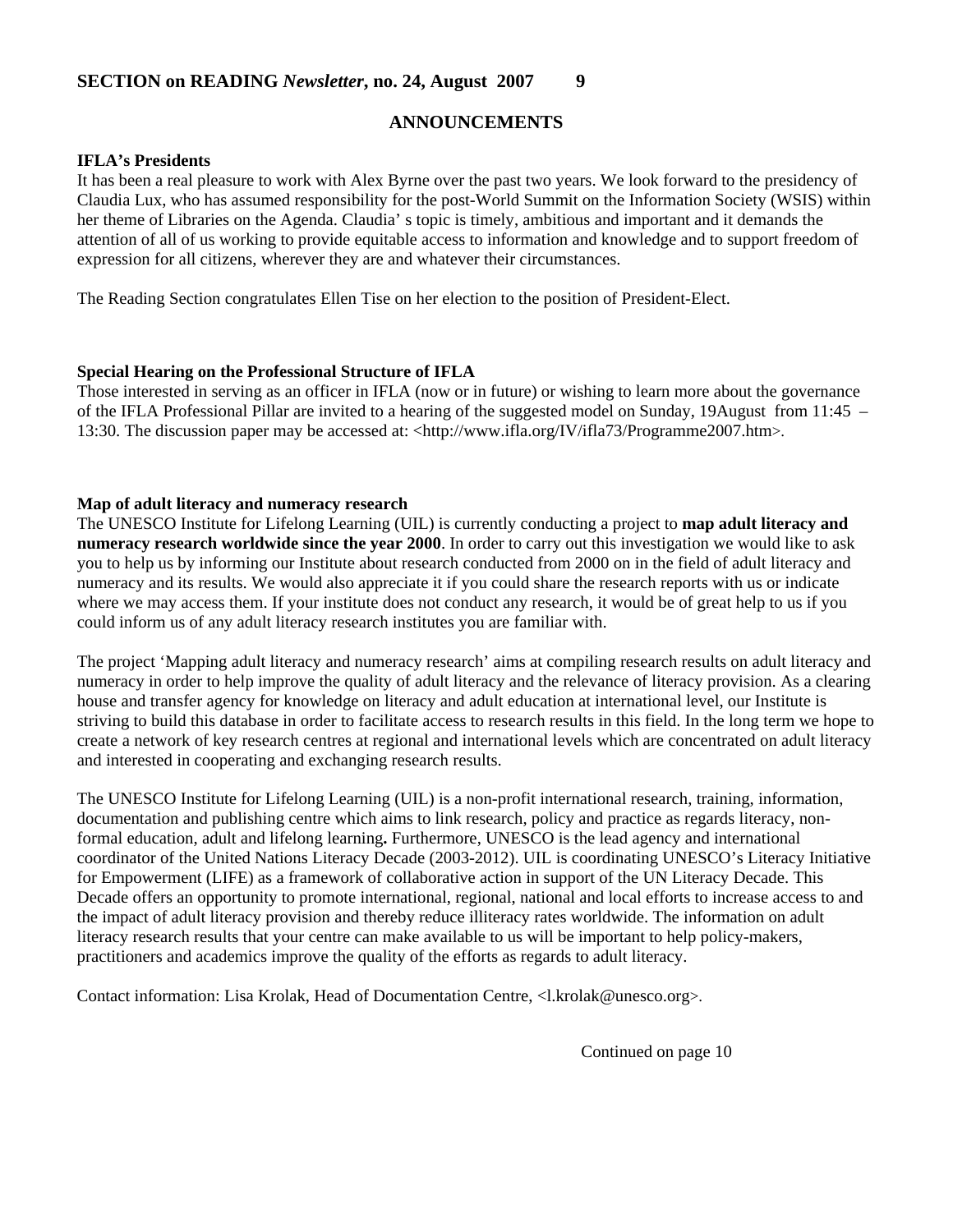## ANNOUNCEMENTS

**IFLA's Presidents**

It has been a real pleasure to work with Alex Byrne over the past two years. We look forward to the presidency of Claudia Lux, who has assumed responsibility for the post-World Summit on the Information Society (WSIS) within her theme of Libraries on the Agenda. Claudia' s topic is timely, ambitious and important and it demands the attention of all of us working to provide equitable access to information and knowledge and to support freedom of expression for all citizens, wherever they are and whatever their circumstances.

The Reading Section congratulates Ellen Tise on her election to the position of President-Elect.

**Special Hearing on the Professional Structure of IFLA**

Those interested in serving as an officer in IFLA (now or in future) or wishing to learn more about the governance of the IFLA Professional Pillar are invited to a hearing of the suggested model on Sunday, 19August from 11:45 – 13:30. The discussion paper may be accessed at: <http://www.ifla.org/IV/ifla73/Programme2007.htm>.

**Map of adult literacy and numeracy research**

The UNESCO Institute for Lifelong Learning (UIL) is currently conducting a project to **map adult literacy and numeracy research worldwide since the year 2000**. In order to carry out this investigation we would like to ask you to help us by informing our Institute about research conducted from 2000 on in the field of adult literacy and numeracy and its results. We would also appreciate it if you could share the research reports with us or indicate where we may access them. If your institute does not conduct any research, it would be of great help to us if you could inform us of any adult literacy research institutes you are familiar with.

The project 'Mapping adult literacy and numeracy research' aims at compiling research results on adult literacy and numeracy in order to help improve the quality of adult literacy and the relevance of literacy provision. As a clearing house and transfer agency for knowledge on literacy and adult education at international level, our Institute is striving to build this database in order to facilitate access to research results in this field. In the long term we hope to create a network of key research centres at regional and international levels which are concentrated on adult literacy and interested in cooperating and exchanging research results.

The UNESCO Institute for Lifelong Learning (UIL) is a non-profit international research, training, information, documentation and publishing centre which aims to link research, policy and practice as regards literacy, non-formal education, adult and lifelong learning**.** Furthermore, UNESCO is the lead agency and international coordinator of the United Nations Literacy Decade (2003-2012). UIL is coordinating UNESCO's Literacy Initiative for Empowerment (LIFE) as a framework of collaborative action in support of the UN Literacy Decade. This Decade offers an opportunity to promote international, regional, national and local efforts to increase access to and the impact of adult literacy provision and thereby reduce illiteracy rates worldwide. The information on adult literacy research results that your centre can make available to us will be important to help policy-makers, practitioners and academics improve the quality of the efforts as regards to adult literacy.

Contact information: Lisa Krolak, Head of Documentation Centre, <l.krolak@unesco.org>.

Continued on page 10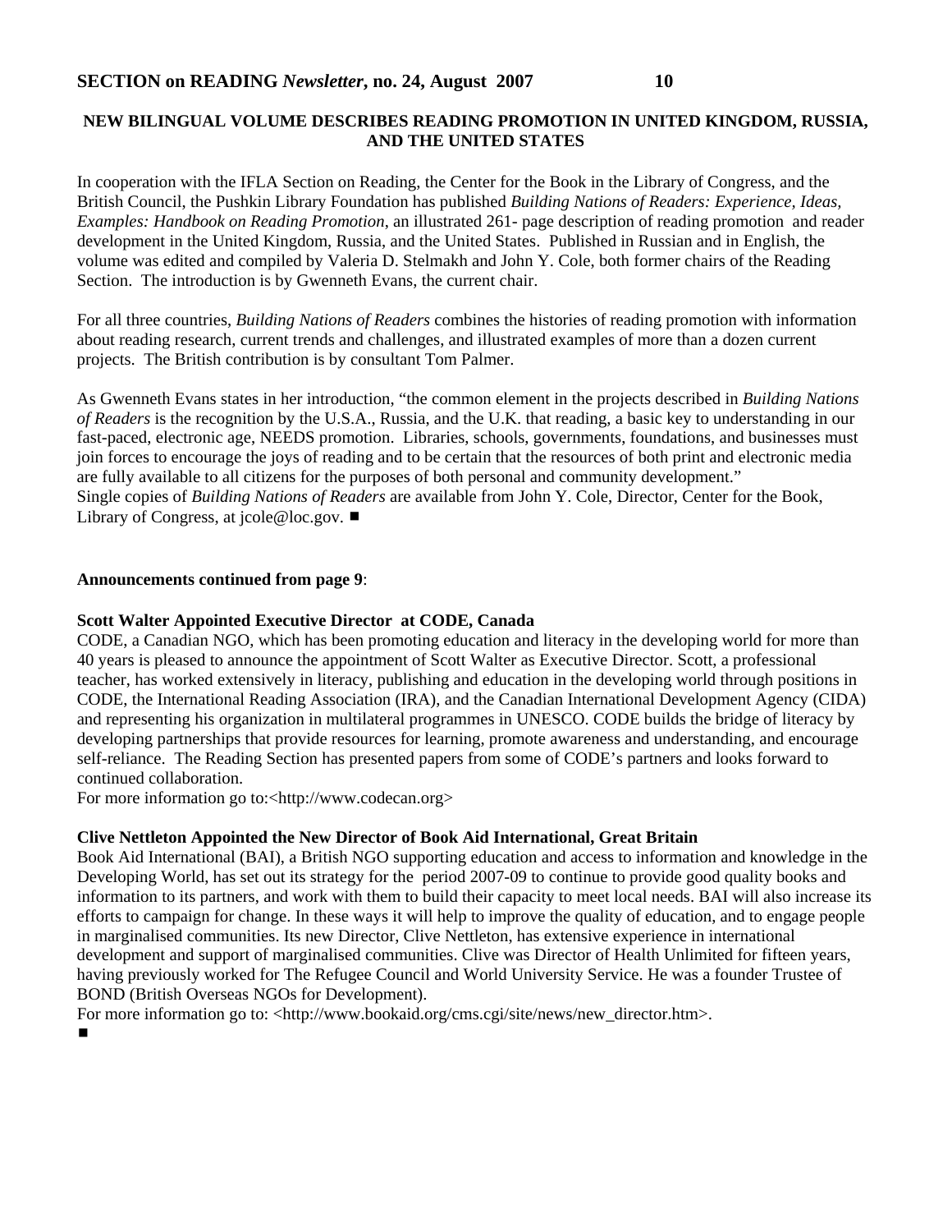## NEW BILINGUAL VOLUME DESCRIBES READING PROMOTION IN UNITED KINGDOM, RUSSIA, AND THE UNITED STATES

In cooperation with the IFLA Section on Reading, the Center for the Book in the Library of Congress, and the British Council, the Pushkin Library Foundation has published *Building Nations of Readers: Experience, Ideas, Examples: Handbook on Reading Promotion*, an illustrated 261- page description of reading promotion and reader development in the United Kingdom, Russia, and the United States. Published in Russian and in English, the volume was edited and compiled by Valeria D. Stelmakh and John Y. Cole, both former chairs of the Reading Section. The introduction is by Gwenneth Evans, the current chair.

For all three countries, *Building Nations of Readers* combines the histories of reading promotion with information about reading research, current trends and challenges, and illustrated examples of more than a dozen current projects. The British contribution is by consultant Tom Palmer.

As Gwenneth Evans states in her introduction, "the common element in the projects described in *Building Nations of Readers* is the recognition by the U.S.A., Russia, and the U.K. that reading, a basic key to understanding in our fast-paced, electronic age, NEEDS promotion. Libraries, schools, governments, foundations, and businesses must join forces to encourage the joys of reading and to be certain that the resources of both print and electronic media are fully available to all citizens for the purposes of both personal and community development."
Single copies of *Building Nations of Readers* are available from John Y. Cole, Director, Center for the Book, Library of Congress, at jcole@loc.gov. ■

**Announcements continued from page 9**:

### Scott Walter Appointed Executive Director at CODE, Canada

CODE, a Canadian NGO, which has been promoting education and literacy in the developing world for more than 40 years is pleased to announce the appointment of Scott Walter as Executive Director. Scott, a professional teacher, has worked extensively in literacy, publishing and education in the developing world through positions in CODE, the International Reading Association (IRA), and the Canadian International Development Agency (CIDA) and representing his organization in multilateral programmes in UNESCO. CODE builds the bridge of literacy by developing partnerships that provide resources for learning, promote awareness and understanding, and encourage self-reliance. The Reading Section has presented papers from some of CODE's partners and looks forward to continued collaboration.
For more information go to:<http://www.codecan.org>

### Clive Nettleton Appointed the New Director of Book Aid International, Great Britain

Book Aid International (BAI), a British NGO supporting education and access to information and knowledge in the Developing World, has set out its strategy for the period 2007-09 to continue to provide good quality books and information to its partners, and work with them to build their capacity to meet local needs. BAI will also increase its efforts to campaign for change. In these ways it will help to improve the quality of education, and to engage people in marginalised communities. Its new Director, Clive Nettleton, has extensive experience in international development and support of marginalised communities. Clive was Director of Health Unlimited for fifteen years, having previously worked for The Refugee Council and World University Service. He was a founder Trustee of BOND (British Overseas NGOs for Development).
For more information go to: <http://www.bookaid.org/cms.cgi/site/news/new_director.htm>.
■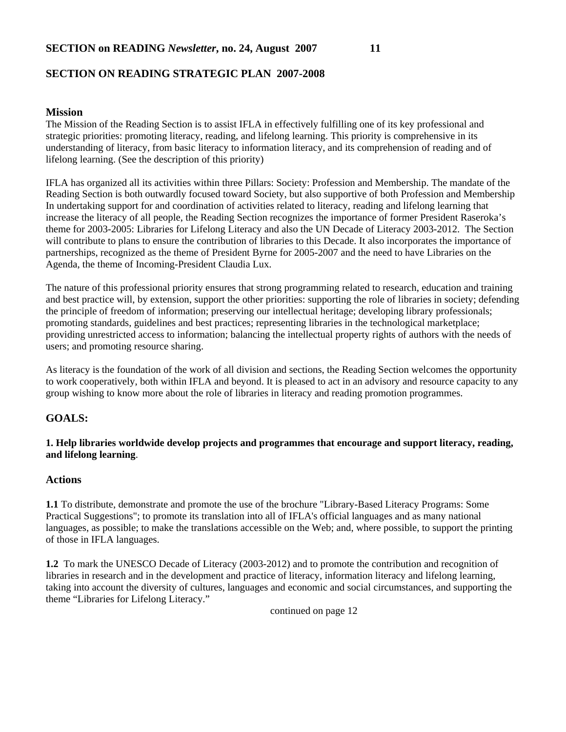## SECTION ON READING STRATEGIC PLAN 2007-2008

### Mission

The Mission of the Reading Section is to assist IFLA in effectively fulfilling one of its key professional and strategic priorities: promoting literacy, reading, and lifelong learning. This priority is comprehensive in its understanding of literacy, from basic literacy to information literacy, and its comprehension of reading and of lifelong learning. (See the description of this priority)

IFLA has organized all its activities within three Pillars: Society: Profession and Membership. The mandate of the Reading Section is both outwardly focused toward Society, but also supportive of both Profession and Membership In undertaking support for and coordination of activities related to literacy, reading and lifelong learning that increase the literacy of all people, the Reading Section recognizes the importance of former President Raseroka's theme for 2003-2005: Libraries for Lifelong Literacy and also the UN Decade of Literacy 2003-2012. The Section will contribute to plans to ensure the contribution of libraries to this Decade. It also incorporates the importance of partnerships, recognized as the theme of President Byrne for 2005-2007 and the need to have Libraries on the Agenda, the theme of Incoming-President Claudia Lux.

The nature of this professional priority ensures that strong programming related to research, education and training and best practice will, by extension, support the other priorities: supporting the role of libraries in society; defending the principle of freedom of information; preserving our intellectual heritage; developing library professionals; promoting standards, guidelines and best practices; representing libraries in the technological marketplace; providing unrestricted access to information; balancing the intellectual property rights of authors with the needs of users; and promoting resource sharing.

As literacy is the foundation of the work of all division and sections, the Reading Section welcomes the opportunity to work cooperatively, both within IFLA and beyond. It is pleased to act in an advisory and resource capacity to any group wishing to know more about the role of libraries in literacy and reading promotion programmes.

### GOALS:

**1. Help libraries worldwide develop projects and programmes that encourage and support literacy, reading, and lifelong learning**.

### Actions

**1.1** To distribute, demonstrate and promote the use of the brochure "Library-Based Literacy Programs: Some Practical Suggestions"; to promote its translation into all of IFLA's official languages and as many national languages, as possible; to make the translations accessible on the Web; and, where possible, to support the printing of those in IFLA languages.

**1.2** To mark the UNESCO Decade of Literacy (2003-2012) and to promote the contribution and recognition of libraries in research and in the development and practice of literacy, information literacy and lifelong learning, taking into account the diversity of cultures, languages and economic and social circumstances, and supporting the theme "Libraries for Lifelong Literacy."

continued on page 12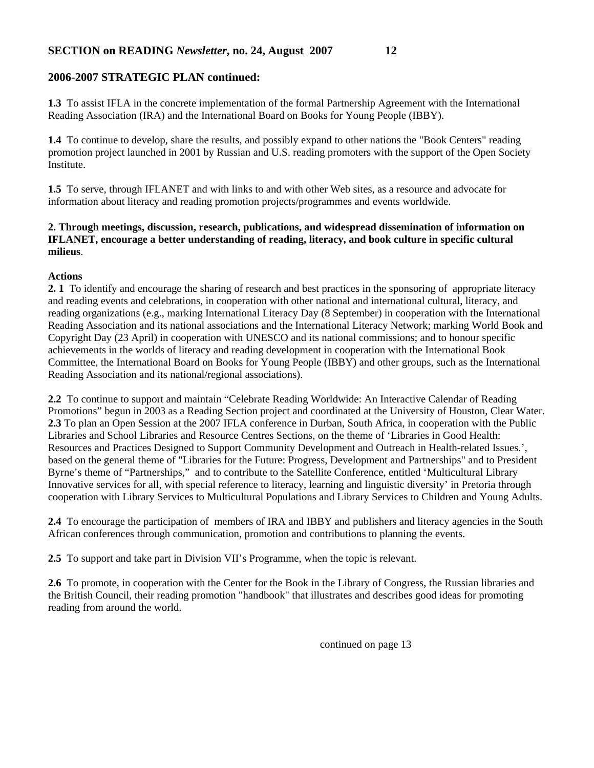## 2006-2007 STRATEGIC PLAN continued:

**1.3** To assist IFLA in the concrete implementation of the formal Partnership Agreement with the International Reading Association (IRA) and the International Board on Books for Young People (IBBY).

**1.4** To continue to develop, share the results, and possibly expand to other nations the "Book Centers" reading promotion project launched in 2001 by Russian and U.S. reading promoters with the support of the Open Society Institute.

**1.5** To serve, through IFLANET and with links to and with other Web sites, as a resource and advocate for information about literacy and reading promotion projects/programmes and events worldwide.

**2. Through meetings, discussion, research, publications, and widespread dissemination of information on IFLANET, encourage a better understanding of reading, literacy, and book culture in specific cultural milieus**.

**Actions**

**2. 1** To identify and encourage the sharing of research and best practices in the sponsoring of appropriate literacy and reading events and celebrations, in cooperation with other national and international cultural, literacy, and reading organizations (e.g., marking International Literacy Day (8 September) in cooperation with the International Reading Association and its national associations and the International Literacy Network; marking World Book and Copyright Day (23 April) in cooperation with UNESCO and its national commissions; and to honour specific achievements in the worlds of literacy and reading development in cooperation with the International Book Committee, the International Board on Books for Young People (IBBY) and other groups, such as the International Reading Association and its national/regional associations).

**2.2** To continue to support and maintain "Celebrate Reading Worldwide: An Interactive Calendar of Reading Promotions" begun in 2003 as a Reading Section project and coordinated at the University of Houston, Clear Water.

**2.3** To plan an Open Session at the 2007 IFLA conference in Durban, South Africa, in cooperation with the Public Libraries and School Libraries and Resource Centres Sections, on the theme of 'Libraries in Good Health: Resources and Practices Designed to Support Community Development and Outreach in Health-related Issues.', based on the general theme of "Libraries for the Future: Progress, Development and Partnerships" and to President Byrne's theme of "Partnerships," and to contribute to the Satellite Conference, entitled 'Multicultural Library Innovative services for all, with special reference to literacy, learning and linguistic diversity' in Pretoria through cooperation with Library Services to Multicultural Populations and Library Services to Children and Young Adults.

**2.4** To encourage the participation of members of IRA and IBBY and publishers and literacy agencies in the South African conferences through communication, promotion and contributions to planning the events.

**2.5** To support and take part in Division VII's Programme, when the topic is relevant.

**2.6** To promote, in cooperation with the Center for the Book in the Library of Congress, the Russian libraries and the British Council, their reading promotion "handbook" that illustrates and describes good ideas for promoting reading from around the world.

continued on page 13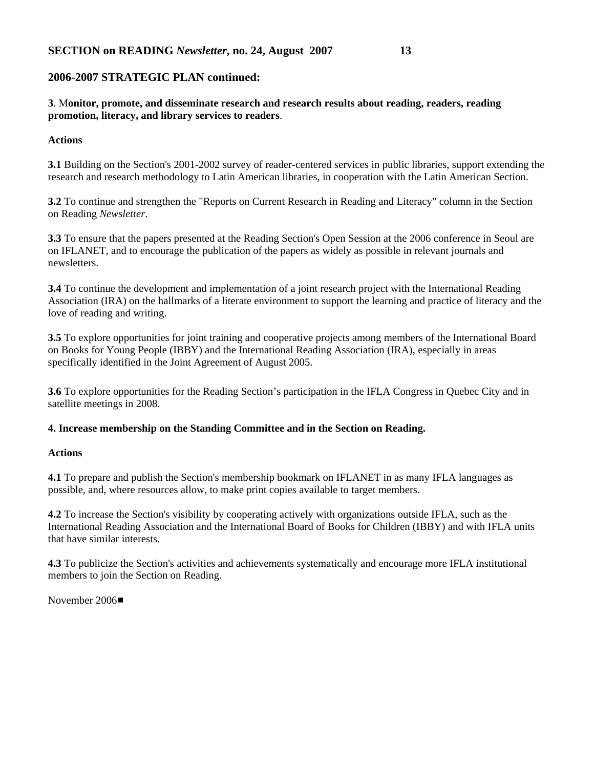## 2006-2007 STRATEGIC PLAN continued:

**3. Monitor, promote, and disseminate research and research results about reading, readers, reading promotion, literacy, and library services to readers.**

**Actions**

**3.1** Building on the Section's 2001-2002 survey of reader-centered services in public libraries, support extending the research and research methodology to Latin American libraries, in cooperation with the Latin American Section.

**3.2** To continue and strengthen the "Reports on Current Research in Reading and Literacy" column in the Section on Reading *Newsletter*.

**3.3** To ensure that the papers presented at the Reading Section's Open Session at the 2006 conference in Seoul are on IFLANET, and to encourage the publication of the papers as widely as possible in relevant journals and newsletters.

**3.4** To continue the development and implementation of a joint research project with the International Reading Association (IRA) on the hallmarks of a literate environment to support the learning and practice of literacy and the love of reading and writing.

**3.5** To explore opportunities for joint training and cooperative projects among members of the International Board on Books for Young People (IBBY) and the International Reading Association (IRA), especially in areas specifically identified in the Joint Agreement of August 2005.

**3.6** To explore opportunities for the Reading Section's participation in the IFLA Congress in Quebec City and in satellite meetings in 2008.

**4. Increase membership on the Standing Committee and in the Section on Reading.**

**Actions**

**4.1** To prepare and publish the Section's membership bookmark on IFLANET in as many IFLA languages as possible, and, where resources allow, to make print copies available to target members.

**4.2** To increase the Section's visibility by cooperating actively with organizations outside IFLA, such as the International Reading Association and the International Board of Books for Children (IBBY) and with IFLA units that have similar interests.

**4.3** To publicize the Section's activities and achievements systematically and encourage more IFLA institutional members to join the Section on Reading.

November 2006■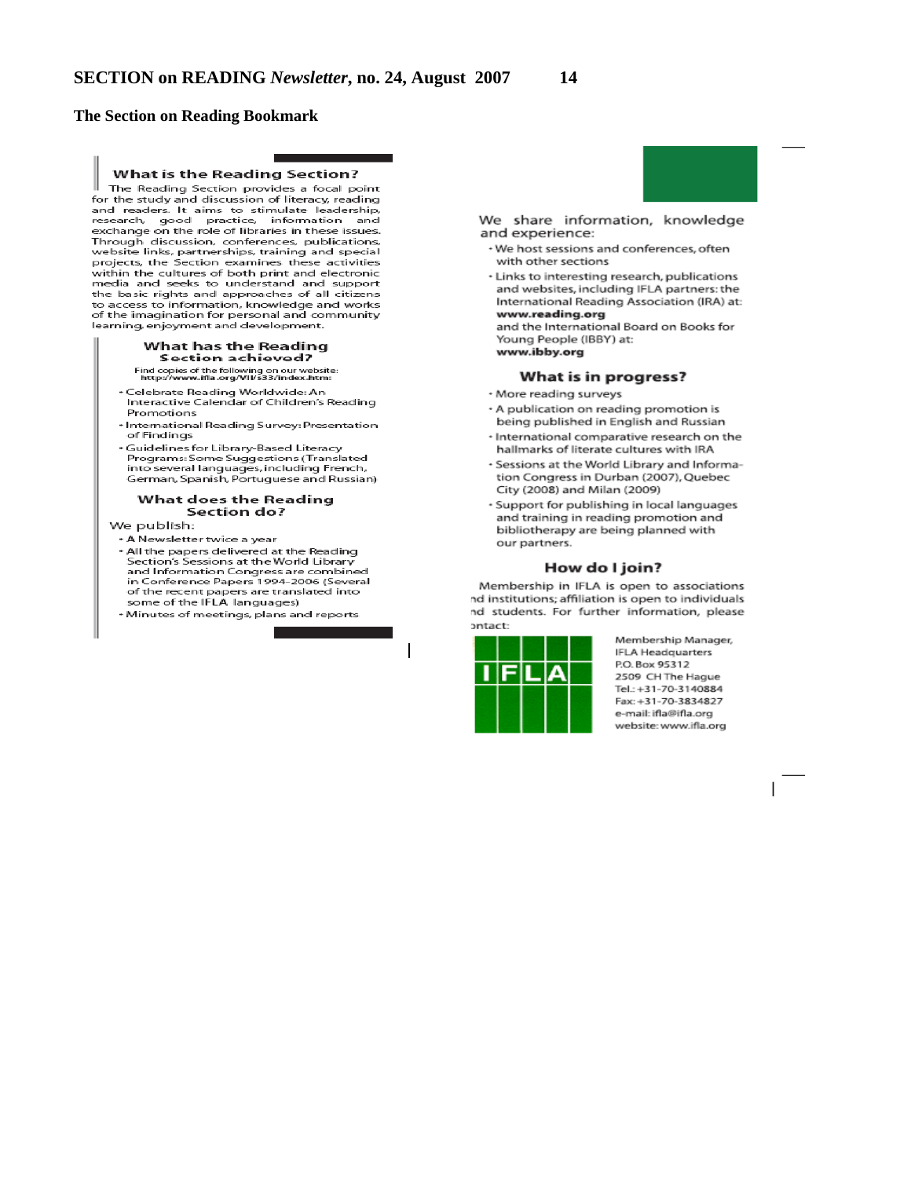## The Section on Reading Bookmark

### What is the Reading Section?

The Reading Section provides a focal point for the study and discussion of literacy, reading and readers. It aims to stimulate leadership, research, good practice, information and exchange on the role of libraries in these issues. Through discussion, conferences, publications, website links, partnerships, training and special projects, the Section examines these activities within the cultures of both print and electronic media and seeks to understand and support the basic rights and approaches of all citizens to access to information, knowledge and works of the imagination for personal and community learning, enjoyment and development.

### What has the Reading Section achieved?

Find copies of the following on our website: http://www.ifla.org/VII/s33/index.htm:

- Celebrate Reading Worldwide: An Interactive Calendar of Children's Reading Promotions
- International Reading Survey: Presentation of Findings
- Guidelines for Library-Based Literacy Programs: Some Suggestions (Translated into several languages, including French, German, Spanish, Portuguese and Russian)

### What does the Reading Section do?

We publish:

- A Newsletter twice a year
- All the papers delivered at the Reading Section's Sessions at the World Library and Information Congress are combined in Conference Papers 1994-2006 (Several of the recent papers are translated into some of the IFLA languages)
- Minutes of meetings, plans and reports

We share information, knowledge and experience:

- We host sessions and conferences, often with other sections
- Links to interesting research, publications and websites, including IFLA partners: the International Reading Association (IRA) at: **www.reading.org** and the International Board on Books for Young People (IBBY) at: **www.ibby.org**

### What is in progress?

- More reading surveys
- A publication on reading promotion is being published in English and Russian
- International comparative research on the hallmarks of literate cultures with IRA
- Sessions at the World Library and Information Congress in Durban (2007), Quebec City (2008) and Milan (2009)
- Support for publishing in local languages and training in reading promotion and bibliotherapy are being planned with our partners.

### How do I join?

Membership in IFLA is open to associations and institutions; affiliation is open to individuals and students. For further information, please contact:

Membership Manager,
IFLA Headquarters
P.O. Box 95312
2509 CH The Hague
Tel.: +31-70-3140884
Fax: +31-70-3834827
e-mail: ifla@ifla.org
website: www.ifla.org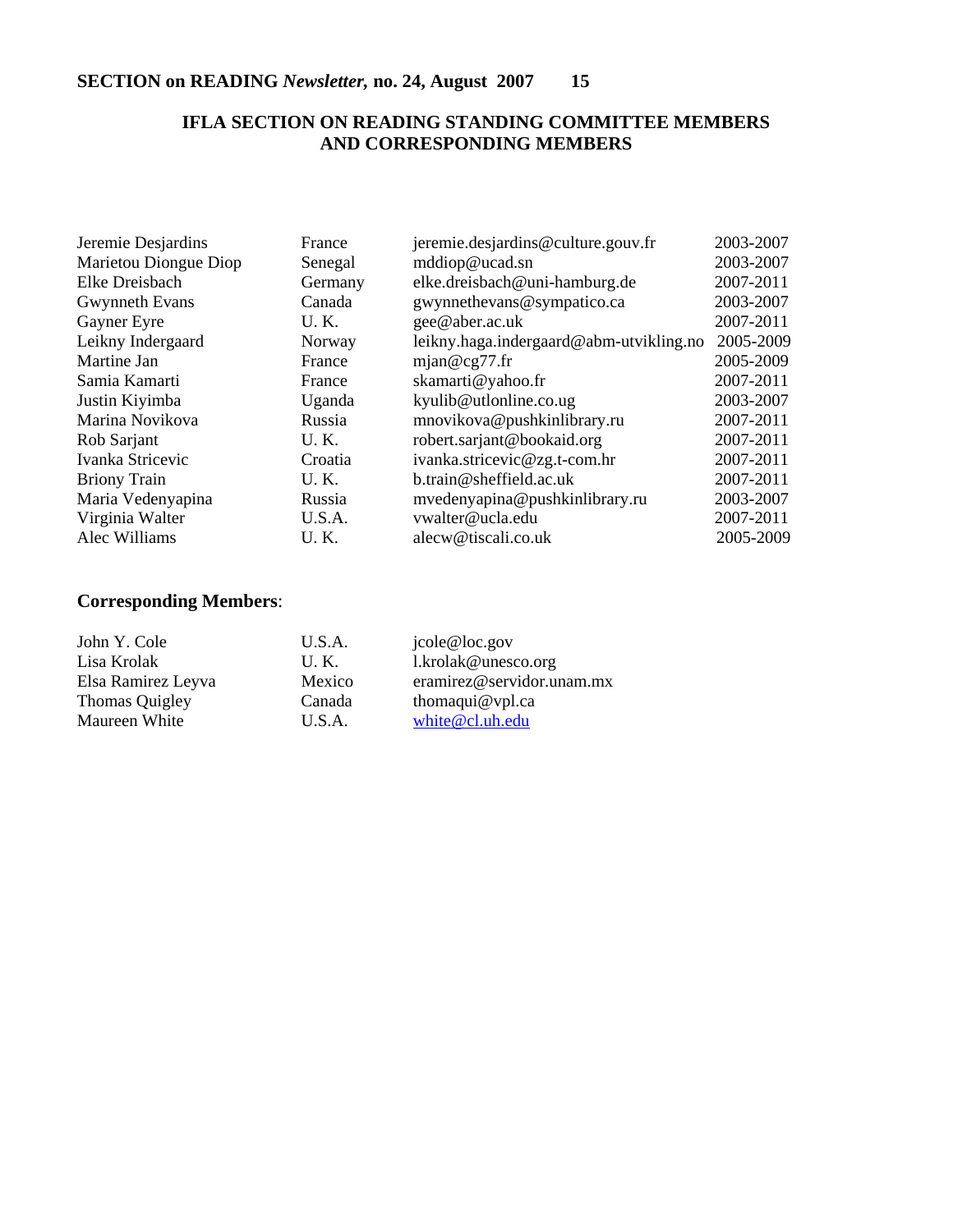## IFLA SECTION ON READING STANDING COMMITTEE MEMBERS AND CORRESPONDING MEMBERS

| | | | |
|---|---|---|---|
| Jeremie Desjardins | France | jeremie.desjardins@culture.gouv.fr | 2003-2007 |
| Marietou Diongue Diop | Senegal | mddiop@ucad.sn | 2003-2007 |
| Elke Dreisbach | Germany | elke.dreisbach@uni-hamburg.de | 2007-2011 |
| Gwynneth Evans | Canada | gwynnethevans@sympatico.ca | 2003-2007 |
| Gayner Eyre | U. K. | gee@aber.ac.uk | 2007-2011 |
| Leikny Indergaard | Norway | leikny.haga.indergaard@abm-utvikling.no | 2005-2009 |
| Martine Jan | France | mjan@cg77.fr | 2005-2009 |
| Samia Kamarti | France | skamarti@yahoo.fr | 2007-2011 |
| Justin Kiyimba | Uganda | kyulib@utlonline.co.ug | 2003-2007 |
| Marina Novikova | Russia | mnovikova@pushkinlibrary.ru | 2007-2011 |
| Rob Sarjant | U. K. | robert.sarjant@bookaid.org | 2007-2011 |
| Ivanka Stricevic | Croatia | ivanka.stricevic@zg.t-com.hr | 2007-2011 |
| Briony Train | U. K. | b.train@sheffield.ac.uk | 2007-2011 |
| Maria Vedenyapina | Russia | mvedenyapina@pushkinlibrary.ru | 2003-2007 |
| Virginia Walter | U.S.A. | vwalter@ucla.edu | 2007-2011 |
| Alec Williams | U. K. | alecw@tiscali.co.uk | 2005-2009 |

**Corresponding Members**:

| | | |
|---|---|---|
| John Y. Cole | U.S.A. | jcole@loc.gov |
| Lisa Krolak | U. K. | l.krolak@unesco.org |
| Elsa Ramirez Leyva | Mexico | eramirez@servidor.unam.mx |
| Thomas Quigley | Canada | thomaqui@vpl.ca |
| Maureen White | U.S.A. | white@cl.uh.edu |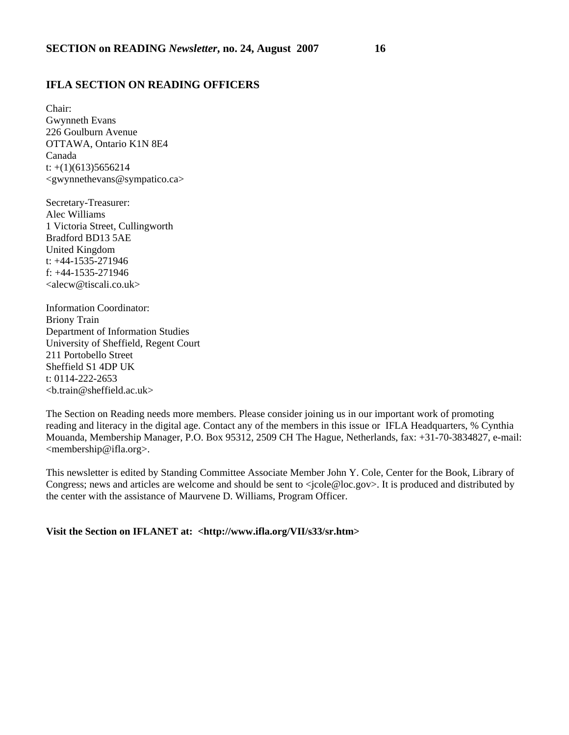## IFLA SECTION ON READING OFFICERS

Chair:
Gwynneth Evans
226 Goulburn Avenue
OTTAWA, Ontario K1N 8E4
Canada
t: +(1)(613)5656214
<gwynnethevans@sympatico.ca>

Secretary-Treasurer:
Alec Williams
1 Victoria Street, Cullingworth
Bradford BD13 5AE
United Kingdom
t: +44-1535-271946
f: +44-1535-271946
<alecw@tiscali.co.uk>

Information Coordinator:
Briony Train
Department of Information Studies
University of Sheffield, Regent Court
211 Portobello Street
Sheffield S1 4DP UK
t: 0114-222-2653
<b.train@sheffield.ac.uk>

The Section on Reading needs more members. Please consider joining us in our important work of promoting reading and literacy in the digital age. Contact any of the members in this issue or IFLA Headquarters, % Cynthia Mouanda, Membership Manager, P.O. Box 95312, 2509 CH The Hague, Netherlands, fax: +31-70-3834827, e-mail: <membership@ifla.org>.

This newsletter is edited by Standing Committee Associate Member John Y. Cole, Center for the Book, Library of Congress; news and articles are welcome and should be sent to <jcole@loc.gov>. It is produced and distributed by the center with the assistance of Maurvene D. Williams, Program Officer.

**Visit the Section on IFLANET at: <http://www.ifla.org/VII/s33/sr.htm>**